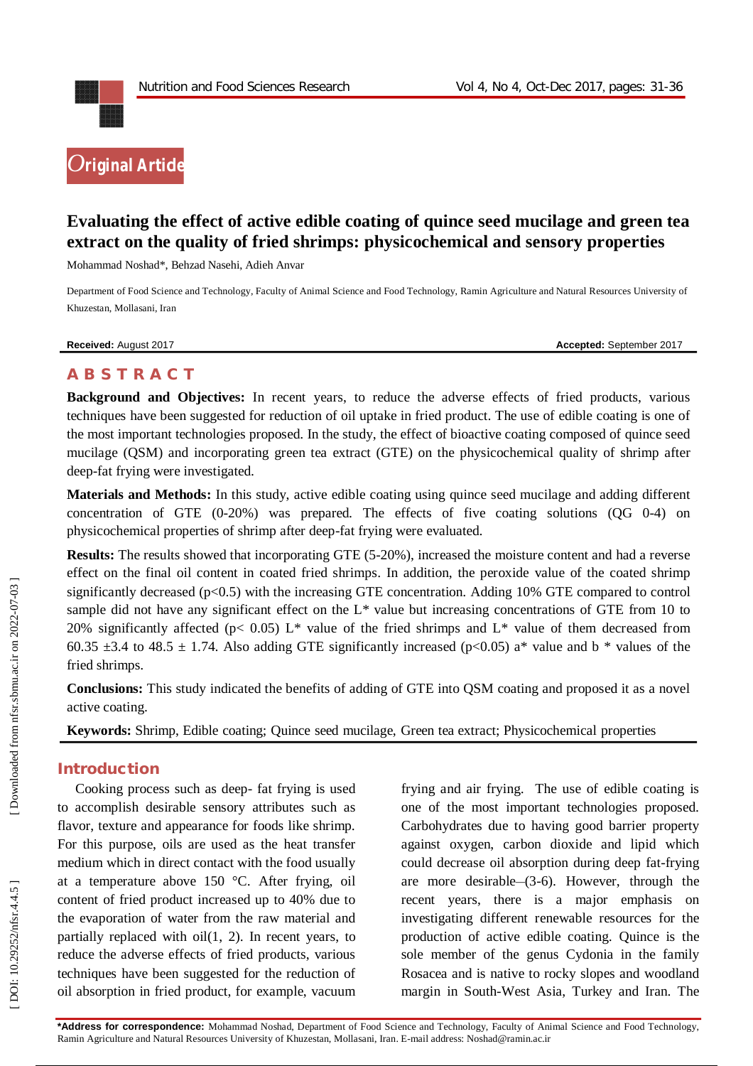Original Article

# Evaluating the effect of active edible coating of quince seed mucilage and green tea extract on the quality of fried shrimps: physicochemical and sensory properties

Mohammad Noshad*, Behzad Nasehi, Adieh Anvar

Department of Food Science and Technology, Faculty of Animal Science and Food Technology, Ramin Agriculture and Natural Resources University of Khuzestan, Mollasani, Iran

**Received:** August 2017 **Accepted:** September 2017

## ABSTRACT

**Background and Objectives:** In recent years, to reduce the adverse effects of fried products, various techniques have been suggested for reduction of oil uptake in fried product. The use of edible coating is one of the most important technologies proposed. In the study, the effect of bioactive coating composed of quince seed mucilage (QSM) and incorporating green tea extract (GTE) on the physicochemical quality of shrimp after deep-fat frying were investigated.

**Materials and Methods:** In this study, active edible coating using quince seed mucilage and adding different concentration of GTE (0-20%) was prepared. The effects of five coating solutions (QG 0-4) on physicochemical properties of shrimp after deep-fat frying were evaluated.

**Results:** The results showed that incorporating GTE (5-20%), increased the moisture content and had a reverse effect on the final oil content in coated fried shrimps. In addition, the peroxide value of the coated shrimp significantly decreased ($p<0.5$) with the increasing GTE concentration. Adding 10% GTE compared to control sample did not have any significant effect on the L* value but increasing concentrations of GTE from 10 to 20% significantly affected ($p< 0.05$) L* value of the fried shrimps and L* value of them decreased from 60.35 ±3.4 to 48.5 ± 1.74. Also adding GTE significantly increased ($p<0.05$) a* value and b * values of the fried shrimps.

**Conclusions:** This study indicated the benefits of adding of GTE into QSM coating and proposed it as a novel active coating.

**Keywords:** Shrimp, Edible coating; Quince seed mucilage, Green tea extract; Physicochemical properties

## Introduction

Cooking process such as deep- fat frying is used to accomplish desirable sensory attributes such as flavor, texture and appearance for foods like shrimp. For this purpose, oils are used as the heat transfer medium which in direct contact with the food usually at a temperature above 150 °C. After frying, oil content of fried product increased up to 40% due to the evaporation of water from the raw material and partially replaced with oil(1, 2). In recent years, to reduce the adverse effects of fried products, various techniques have been suggested for the reduction of oil absorption in fried product, for example, vacuum frying and air frying. The use of edible coating is one of the most important technologies proposed. Carbohydrates due to having good barrier property against oxygen, carbon dioxide and lipid which could decrease oil absorption during deep fat-frying are more desirable–(3-6). However, through the recent years, there is a major emphasis on investigating different renewable resources for the production of active edible coating. Quince is the sole member of the genus Cydonia in the family Rosacea and is native to rocky slopes and woodland margin in South-West Asia, Turkey and Iran. The

*Address for correspondence: Mohammad Noshad, Department of Food Science and Technology, Faculty of Animal Science and Food Technology, Ramin Agriculture and Natural Resources University of Khuzestan, Mollasani, Iran. E-mail address: Noshad@ramin.ac.ir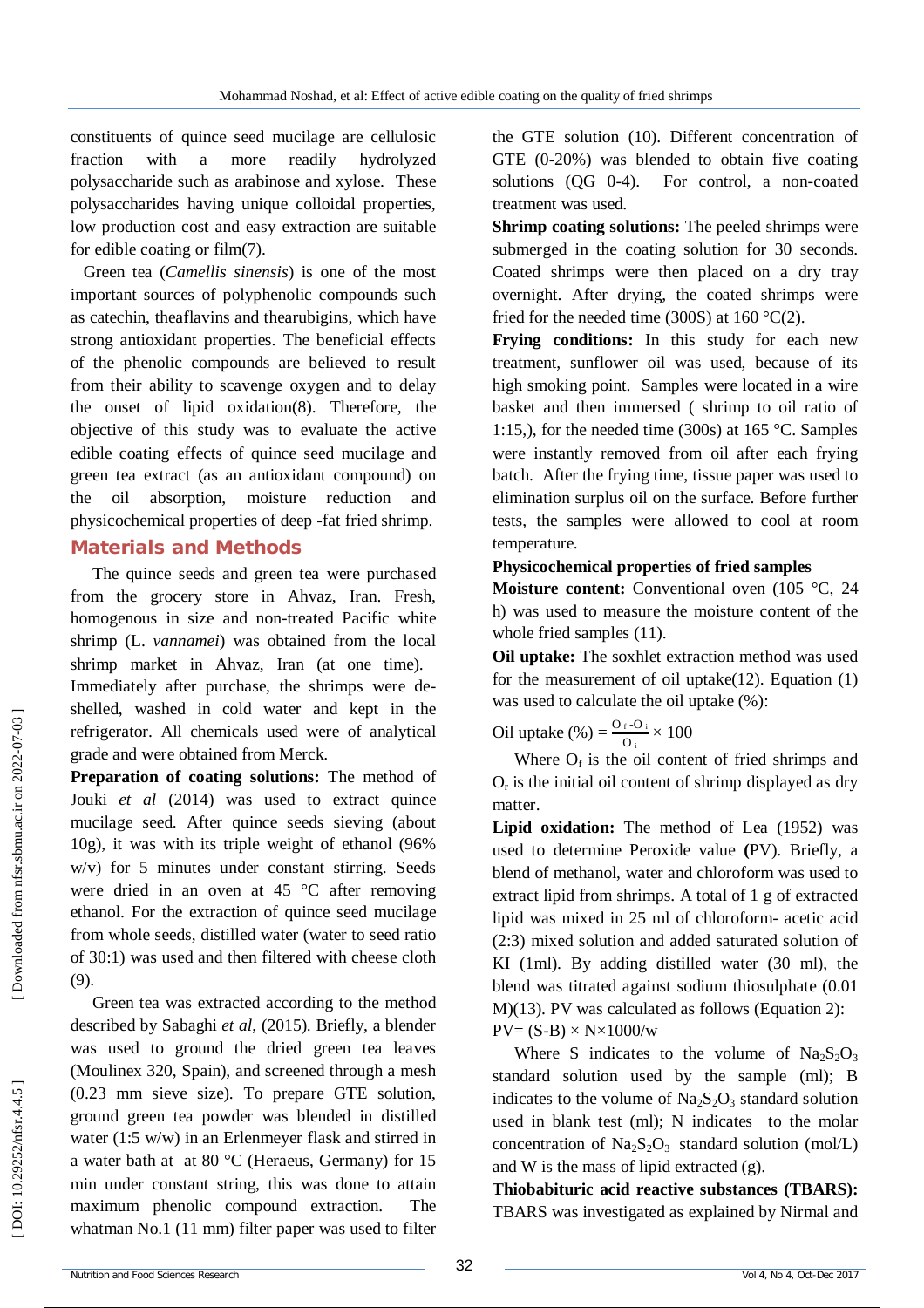constituents of quince seed mucilage are cellulosic fraction with a more readily hydrolyzed polysaccharide such as arabinose and xylose. These polysaccharides having unique colloidal properties, low production cost and easy extraction are suitable for edible coating or film(7).

Green tea (*Camellis sinensis*) is one of the most important sources of polyphenolic compounds such as catechin, theaflavins and thearubigins, which have strong antioxidant properties. The beneficial effects of the phenolic compounds are believed to result from their ability to scavenge oxygen and to delay the onset of lipid oxidation(8). Therefore, the objective of this study was to evaluate the active edible coating effects of quince seed mucilage and green tea extract (as an antioxidant compound) on the oil absorption, moisture reduction and physicochemical properties of deep -fat fried shrimp.

## Materials and Methods

The quince seeds and green tea were purchased from the grocery store in Ahvaz, Iran. Fresh, homogenous in size and non-treated Pacific white shrimp (L. *vannamei*) was obtained from the local shrimp market in Ahvaz, Iran (at one time). Immediately after purchase, the shrimps were de-shelled, washed in cold water and kept in the refrigerator. All chemicals used were of analytical grade and were obtained from Merck.

**Preparation of coating solutions:** The method of Jouki *et al* (2014) was used to extract quince mucilage seed. After quince seeds sieving (about 10g), it was with its triple weight of ethanol (96% w/v) for 5 minutes under constant stirring. Seeds were dried in an oven at 45 °C after removing ethanol. For the extraction of quince seed mucilage from whole seeds, distilled water (water to seed ratio of 30:1) was used and then filtered with cheese cloth (9).

Green tea was extracted according to the method described by Sabaghi *et al*, (2015). Briefly, a blender was used to ground the dried green tea leaves (Moulinex 320, Spain), and screened through a mesh (0.23 mm sieve size). To prepare GTE solution, ground green tea powder was blended in distilled water (1:5 w/w) in an Erlenmeyer flask and stirred in a water bath at at 80 °C (Heraeus, Germany) for 15 min under constant string, this was done to attain maximum phenolic compound extraction. The whatman No.1 (11 mm) filter paper was used to filter the GTE solution (10). Different concentration of GTE (0-20%) was blended to obtain five coating solutions (QG 0-4). For control, a non-coated treatment was used.

**Shrimp coating solutions:** The peeled shrimps were submerged in the coating solution for 30 seconds. Coated shrimps were then placed on a dry tray overnight. After drying, the coated shrimps were fried for the needed time (300S) at 160 °C(2).

**Frying conditions:** In this study for each new treatment, sunflower oil was used, because of its high smoking point. Samples were located in a wire basket and then immersed ( shrimp to oil ratio of 1:15,), for the needed time (300s) at 165 °C. Samples were instantly removed from oil after each frying batch. After the frying time, tissue paper was used to elimination surplus oil on the surface. Before further tests, the samples were allowed to cool at room temperature.

**Physicochemical properties of fried samples**

**Moisture content:** Conventional oven (105 °C, 24 h) was used to measure the moisture content of the whole fried samples (11).

**Oil uptake:** The soxhlet extraction method was used for the measurement of oil uptake(12). Equation (1) was used to calculate the oil uptake (%):

$$\text{Oil uptake (\%)} = \frac{O_f - O_i}{O_i} \times 100$$

Where $O_f$ is the oil content of fried shrimps and $O_r$ is the initial oil content of shrimp displayed as dry matter.

**Lipid oxidation:** The method of Lea (1952) was used to determine Peroxide value **(**PV). Briefly, a blend of methanol, water and chloroform was used to extract lipid from shrimps. A total of 1 g of extracted lipid was mixed in 25 ml of chloroform- acetic acid (2:3) mixed solution and added saturated solution of KI (1ml). By adding distilled water (30 ml), the blend was titrated against sodium thiosulphate (0.01 M)(13). PV was calculated as follows (Equation 2):

$$PV = (S-B) \times N \times 1000/w$$

Where S indicates to the volume of $Na_2S_2O_3$ standard solution used by the sample (ml); B indicates to the volume of $Na_2S_2O_3$ standard solution used in blank test (ml); N indicates to the molar concentration of $Na_2S_2O_3$ standard solution (mol/L) and W is the mass of lipid extracted (g).

**Thiobabituric acid reactive substances (TBARS):** TBARS was investigated as explained by Nirmal and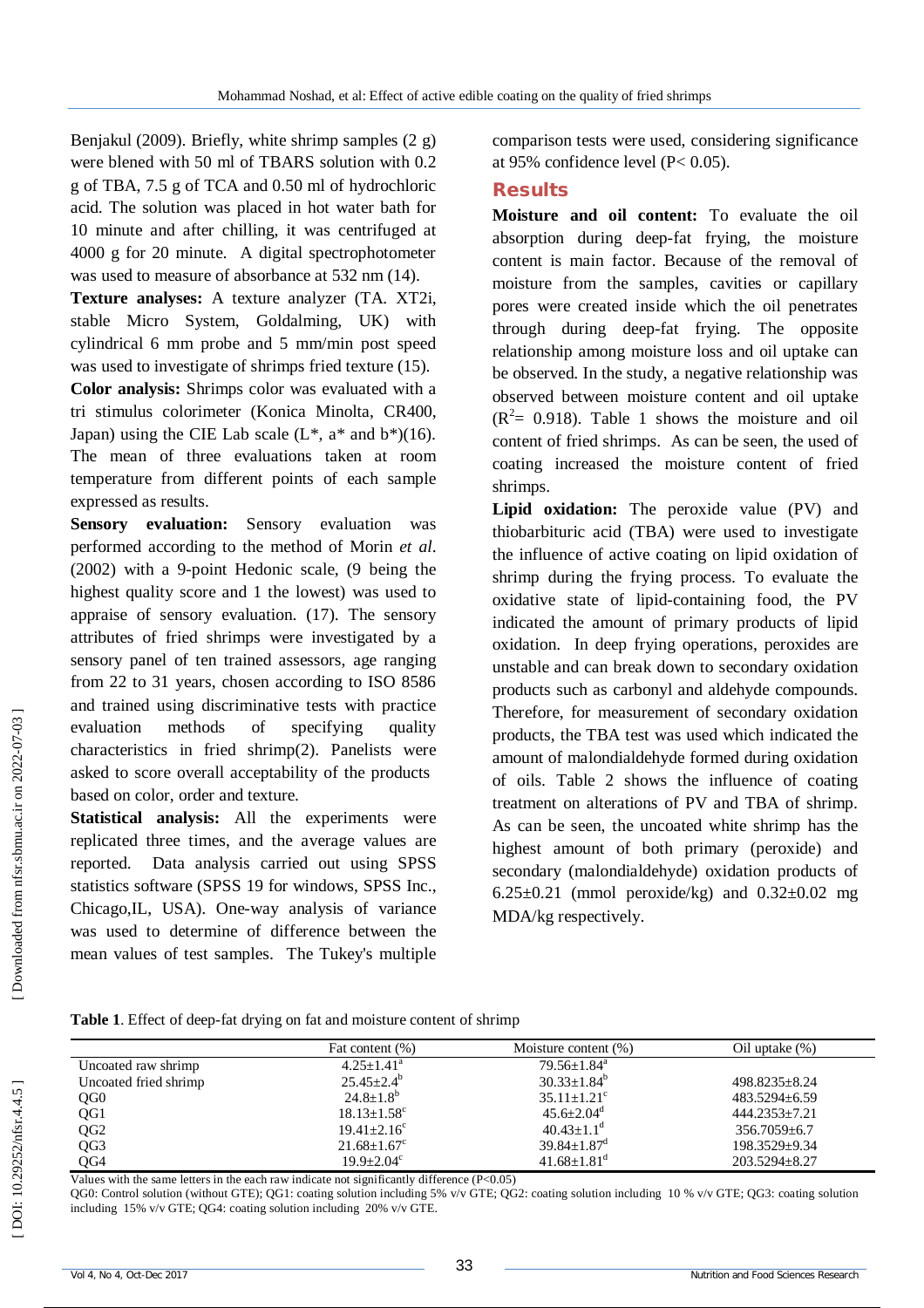Benjakul (2009). Briefly, white shrimp samples (2 g) were blended with 50 ml of TBARS solution with 0.2 g of TBA, 7.5 g of TCA and 0.50 ml of hydrochloric acid. The solution was placed in hot water bath for 10 minute and after chilling, it was centrifuged at 4000 g for 20 minute. A digital spectrophotometer was used to measure of absorbance at 532 nm (14).

**Texture analyses:** A texture analyzer (TA. XT2i, stable Micro System, Goldalming, UK) with cylindrical 6 mm probe and 5 mm/min post speed was used to investigate of shrimps fried texture (15).

**Color analysis:** Shrimps color was evaluated with a tri stimulus colorimeter (Konica Minolta, CR400, Japan) using the CIE Lab scale (L*, a* and b*)(16). The mean of three evaluations taken at room temperature from different points of each sample expressed as results.

**Sensory evaluation:** Sensory evaluation was performed according to the method of Morin *et al*. (2002) with a 9-point Hedonic scale, (9 being the highest quality score and 1 the lowest) was used to appraise of sensory evaluation. (17). The sensory attributes of fried shrimps were investigated by a sensory panel of ten trained assessors, age ranging from 22 to 31 years, chosen according to ISO 8586 and trained using discriminative tests with practice evaluation methods of specifying quality characteristics in fried shrimp(2). Panelists were asked to score overall acceptability of the products based on color, order and texture.

**Statistical analysis:** All the experiments were replicated three times, and the average values are reported. Data analysis carried out using SPSS statistics software (SPSS 19 for windows, SPSS Inc., Chicago,IL, USA). One-way analysis of variance was used to determine of difference between the mean values of test samples. The Tukey's multiple comparison tests were used, considering significance at 95% confidence level ($P< 0.05$).

## Results

**Moisture and oil content:** To evaluate the oil absorption during deep-fat frying, the moisture content is main factor. Because of the removal of moisture from the samples, cavities or capillary pores were created inside which the oil penetrates through during deep-fat frying. The opposite relationship among moisture loss and oil uptake can be observed. In the study, a negative relationship was observed between moisture content and oil uptake ($R^2$= 0.918). Table 1 shows the moisture and oil content of fried shrimps. As can be seen, the used of coating increased the moisture content of fried shrimps.

**Lipid oxidation:** The peroxide value (PV) and thiobarbituric acid (TBA) were used to investigate the influence of active coating on lipid oxidation of shrimp during the frying process. To evaluate the oxidative state of lipid-containing food, the PV indicated the amount of primary products of lipid oxidation. In deep frying operations, peroxides are unstable and can break down to secondary oxidation products such as carbonyl and aldehyde compounds. Therefore, for measurement of secondary oxidation products, the TBA test was used which indicated the amount of malondialdehyde formed during oxidation of oils. Table 2 shows the influence of coating treatment on alterations of PV and TBA of shrimp. As can be seen, the uncoated white shrimp has the highest amount of both primary (peroxide) and secondary (malondialdehyde) oxidation products of 6.25±0.21 (mmol peroxide/kg) and 0.32±0.02 mg MDA/kg respectively.

**Table 1**. Effect of deep-fat drying on fat and moisture content of shrimp

| | Fat content (%) | Moisture content (%) | Oil uptake (%) |
|---|---|---|---|
| Uncoated raw shrimp | 4.25±1.41[a] | 79.56±1.84[a] | |
| Uncoated fried shrimp | 25.45±2.4[b] | 30.33±1.84[b] | 498.8235±8.24 |
| QG0 | 24.8±1.8[b] | 35.11±1.21[c] | 483.5294±6.59 |
| QG1 | 18.13±1.58[c] | 45.6±2.04[d] | 444.2353±7.21 |
| QG2 | 19.41±2.16[c] | 40.43±1.1[d] | 356.7059±6.7 |
| QG3 | 21.68±1.67[c] | 39.84±1.87[d] | 198.3529±9.34 |
| QG4 | 19.9±2.04[c] | 41.68±1.81[d] | 203.5294±8.27 |

Values with the same letters in the each raw indicate not significantly difference ($P<0.05$)

QG0: Control solution (without GTE); QG1: coating solution including 5% v/v GTE; QG2: coating solution including 10 % v/v GTE; QG3: coating solution including 15% v/v GTE; QG4: coating solution including 20% v/v GTE.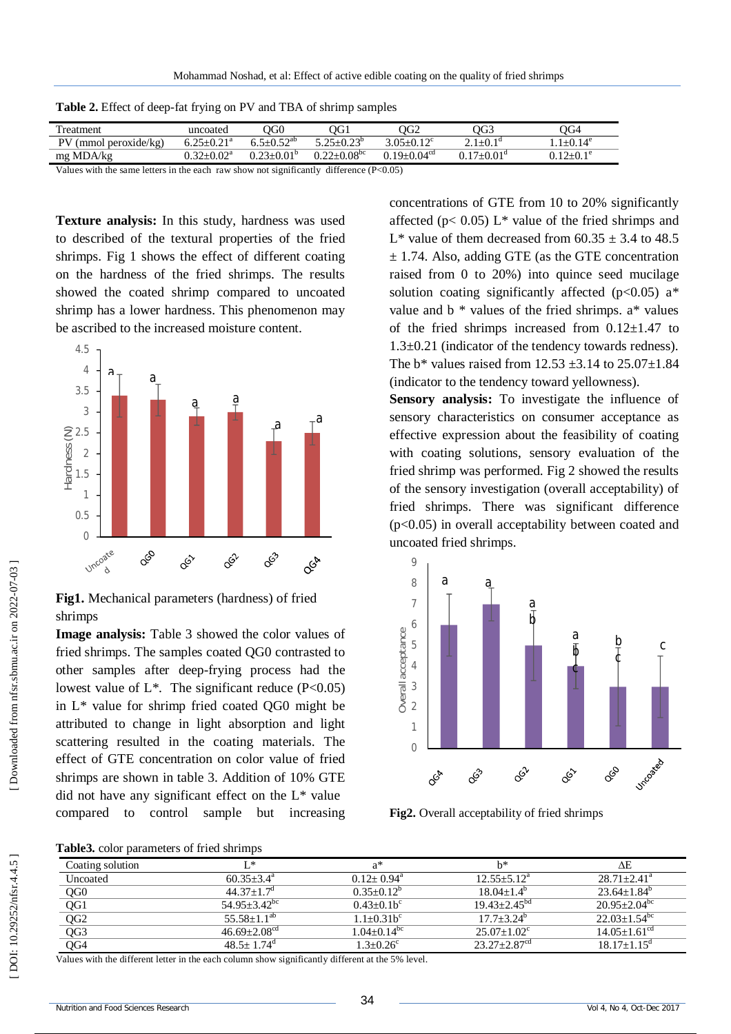**Table 2.** Effect of deep-fat frying on PV and TBA of shrimp samples

| Treatment | uncoated | QG0 | QG1 | QG2 | QG3 | QG4 |
|---|---|---|---|---|---|---|
| PV (mmol peroxide/kg) | 6.25±0.21[a] | 6.5±0.52[ab] | 5.25±0.23[b] | 3.05±0.12[c] | 2.1±0.1[d] | 1.1±0.14[e] |
| mg MDA/kg | 0.32±0.02[a] | 0.23±0.01[b] | 0.22±0.08[bc] | 0.19±0.04[cd] | 0.17±0.01[d] | 0.12±0.1[e] |

Values with the same letters in the each raw show not significantly difference (P<0.05)

**Texture analysis:** In this study, hardness was used to described of the textural properties of the fried shrimps. Fig 1 shows the effect of different coating on the hardness of the fried shrimps. The results showed the coated shrimp compared to uncoated shrimp has a lower hardness. This phenomenon may be ascribed to the increased moisture content.

**Fig1.** Mechanical parameters (hardness) of fried shrimps

**Image analysis:** Table 3 showed the color values of fried shrimps. The samples coated QG0 contrasted to other samples after deep-frying process had the lowest value of L*. The significant reduce (P<0.05) in L* value for shrimp fried coated QG0 might be attributed to change in light absorption and light scattering resulted in the coating materials. The effect of GTE concentration on color value of fried shrimps are shown in table 3. Addition of 10% GTE did not have any significant effect on the L* value compared to control sample but increasing concentrations of GTE from 10 to 20% significantly affected (p< 0.05) L* value of the fried shrimps and L* value of them decreased from 60.35 ± 3.4 to 48.5 ± 1.74. Also, adding GTE (as the GTE concentration raised from 0 to 20%) into quince seed mucilage solution coating significantly affected (p<0.05) a* value and b * values of the fried shrimps. a* values of the fried shrimps increased from 0.12±1.47 to 1.3±0.21 (indicator of the tendency towards redness). The b* values raised from 12.53 ±3.14 to 25.07±1.84 (indicator to the tendency toward yellowness).

**Sensory analysis:** To investigate the influence of sensory characteristics on consumer acceptance as effective expression about the feasibility of coating with coating solutions, sensory evaluation of the fried shrimp was performed. Fig 2 showed the results of the sensory investigation (overall acceptability) of fried shrimps. There was significant difference (p<0.05) in overall acceptability between coated and uncoated fried shrimps.

**Fig2.** Overall acceptability of fried shrimps

**Table3.** color parameters of fried shrimps

| Coating solution | L* | a* | b* | ΔE |
|---|---|---|---|---|
| Uncoated | 60.35±3.4[a] | 0.12± 0.94[a] | 12.55±5.12[a] | 28.71±2.41[a] |
| QG0 | 44.37±1.7[d] | 0.35±0.12[b] | 18.04±1.4[b] | 23.64±1.84[b] |
| QG1 | 54.95±3.42[bc] | 0.43±0.1b[c] | 19.43±2.45[bd] | 20.95±2.04[bc] |
| QG2 | 55.58±1.1[ab] | 1.1±0.31b[c] | 17.7±3.24[b] | 22.03±1.54[bc] |
| QG3 | 46.69±2.08[cd] | 1.04±0.14[bc] | 25.07±1.02[c] | 14.05±1.61[cd] |
| QG4 | 48.5± 1.74[d] | 1.3±0.26[c] | 23.27±2.87[cd] | 18.17±1.15[d] |

Values with the different letter in the each column show significantly different at the 5% level.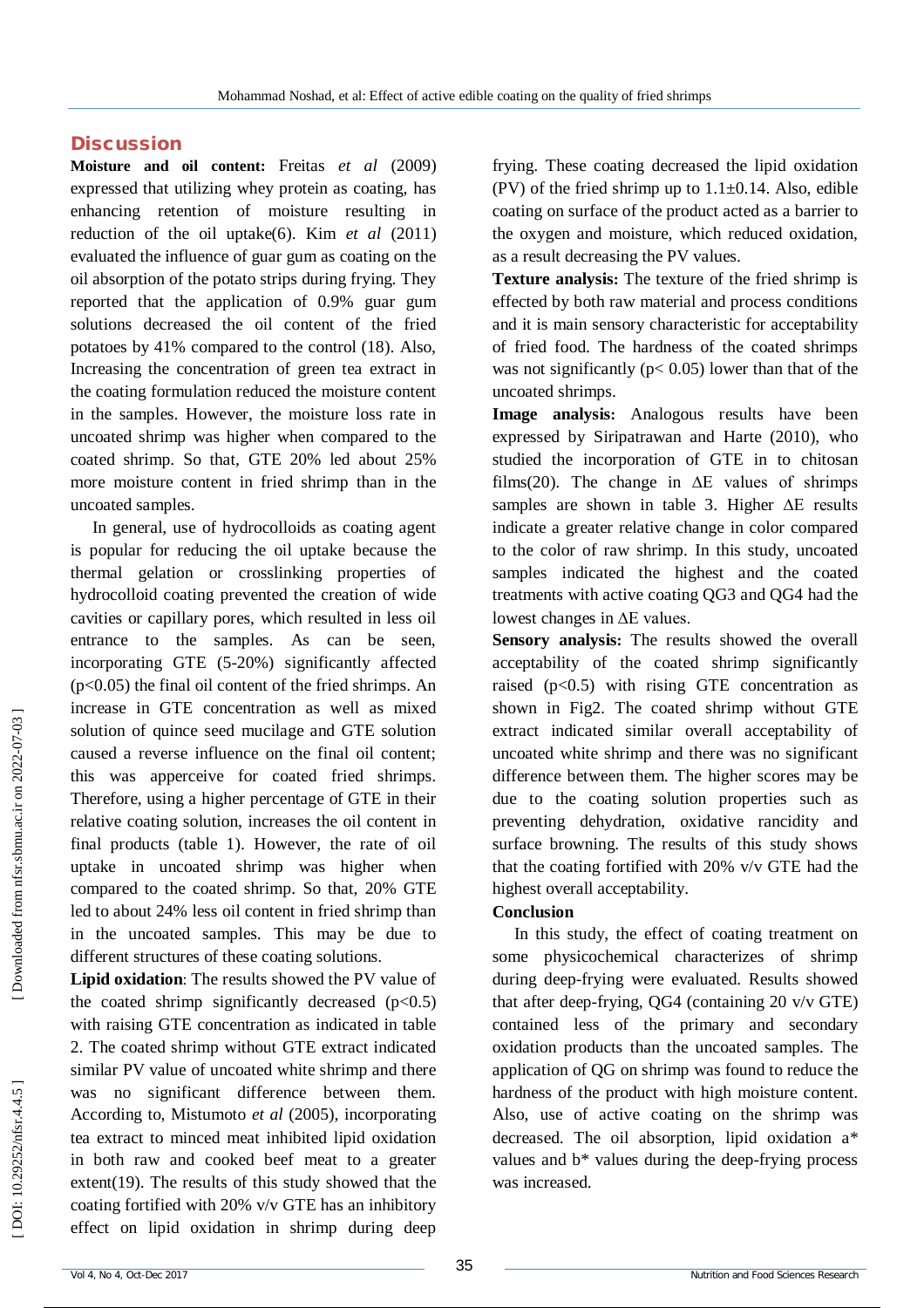## Discussion

**Moisture and oil content:** Freitas *et al* (2009) expressed that utilizing whey protein as coating, has enhancing retention of moisture resulting in reduction of the oil uptake(6). Kim *et al* (2011) evaluated the influence of guar gum as coating on the oil absorption of the potato strips during frying. They reported that the application of 0.9% guar gum solutions decreased the oil content of the fried potatoes by 41% compared to the control (18). Also, Increasing the concentration of green tea extract in the coating formulation reduced the moisture content in the samples. However, the moisture loss rate in uncoated shrimp was higher when compared to the coated shrimp. So that, GTE 20% led about 25% more moisture content in fried shrimp than in the uncoated samples.

In general, use of hydrocolloids as coating agent is popular for reducing the oil uptake because the thermal gelation or crosslinking properties of hydrocolloid coating prevented the creation of wide cavities or capillary pores, which resulted in less oil entrance to the samples. As can be seen, incorporating GTE (5-20%) significantly affected ($p<0.05$) the final oil content of the fried shrimps. An increase in GTE concentration as well as mixed solution of quince seed mucilage and GTE solution caused a reverse influence on the final oil content; this was apperceive for coated fried shrimps. Therefore, using a higher percentage of GTE in their relative coating solution, increases the oil content in final products (table 1). However, the rate of oil uptake in uncoated shrimp was higher when compared to the coated shrimp. So that, 20% GTE led to about 24% less oil content in fried shrimp than in the uncoated samples. This may be due to different structures of these coating solutions.

**Lipid oxidation**: The results showed the PV value of the coated shrimp significantly decreased ($p<0.5$) with raising GTE concentration as indicated in table 2. The coated shrimp without GTE extract indicated similar PV value of uncoated white shrimp and there was no significant difference between them. According to, Mistumoto *et al* (2005), incorporating tea extract to minced meat inhibited lipid oxidation in both raw and cooked beef meat to a greater extent(19). The results of this study showed that the coating fortified with 20% v/v GTE has an inhibitory effect on lipid oxidation in shrimp during deep frying. These coating decreased the lipid oxidation (PV) of the fried shrimp up to 1.1±0.14. Also, edible coating on surface of the product acted as a barrier to the oxygen and moisture, which reduced oxidation, as a result decreasing the PV values.

**Texture analysis:** The texture of the fried shrimp is effected by both raw material and process conditions and it is main sensory characteristic for acceptability of fried food. The hardness of the coated shrimps was not significantly ($p< 0.05$) lower than that of the uncoated shrimps.

**Image analysis:** Analogous results have been expressed by Siripatrawan and Harte (2010), who studied the incorporation of GTE in to chitosan films(20). The change in ΔE values of shrimps samples are shown in table 3. Higher ΔE results indicate a greater relative change in color compared to the color of raw shrimp. In this study, uncoated samples indicated the highest and the coated treatments with active coating QG3 and QG4 had the lowest changes in ΔE values.

**Sensory analysis:** The results showed the overall acceptability of the coated shrimp significantly raised ($p<0.5$) with rising GTE concentration as shown in Fig2. The coated shrimp without GTE extract indicated similar overall acceptability of uncoated white shrimp and there was no significant difference between them. The higher scores may be due to the coating solution properties such as preventing dehydration, oxidative rancidity and surface browning. The results of this study shows that the coating fortified with 20% v/v GTE had the highest overall acceptability.

### Conclusion

In this study, the effect of coating treatment on some physicochemical characterizes of shrimp during deep-frying were evaluated. Results showed that after deep-frying, QG4 (containing 20 v/v GTE) contained less of the primary and secondary oxidation products than the uncoated samples. The application of QG on shrimp was found to reduce the hardness of the product with high moisture content. Also, use of active coating on the shrimp was decreased. The oil absorption, lipid oxidation a* values and b* values during the deep-frying process was increased.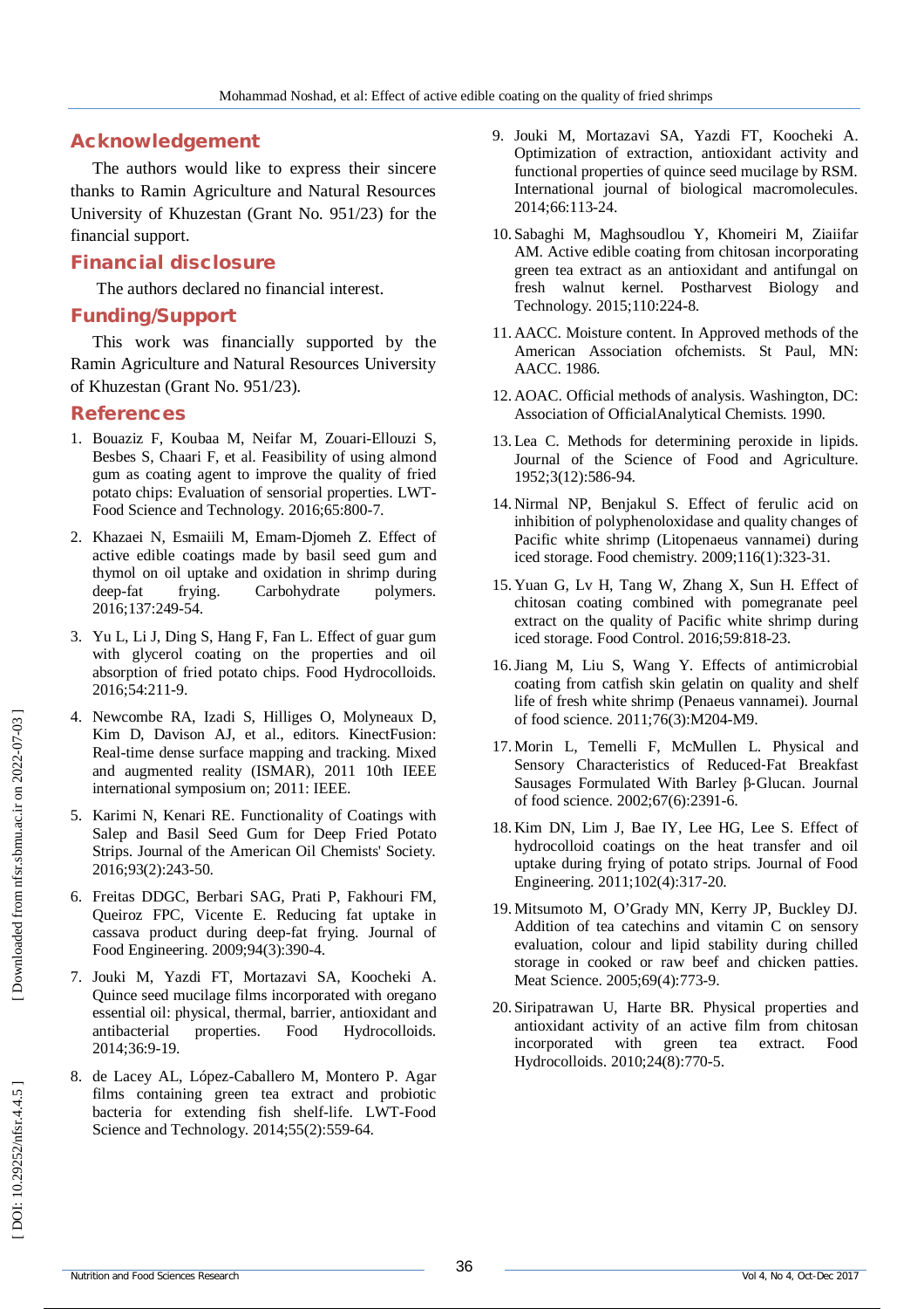## Acknowledgement

The authors would like to express their sincere thanks to Ramin Agriculture and Natural Resources University of Khuzestan (Grant No. 951/23) for the financial support.

## Financial disclosure

The authors declared no financial interest.

## Funding/Support

This work was financially supported by the Ramin Agriculture and Natural Resources University of Khuzestan (Grant No. 951/23).

## References

1. Bouaziz F, Koubaa M, Neifar M, Zouari-Ellouzi S, Besbes S, Chaari F, et al. Feasibility of using almond gum as coating agent to improve the quality of fried potato chips: Evaluation of sensorial properties. LWT-Food Science and Technology. 2016;65:800-7.
2. Khazaei N, Esmaiili M, Emam-Djomeh Z. Effect of active edible coatings made by basil seed gum and thymol on oil uptake and oxidation in shrimp during deep-fat frying. Carbohydrate polymers. 2016;137:249-54.
3. Yu L, Li J, Ding S, Hang F, Fan L. Effect of guar gum with glycerol coating on the properties and oil absorption of fried potato chips. Food Hydrocolloids. 2016;54:211-9.
4. Newcombe RA, Izadi S, Hilliges O, Molyneaux D, Kim D, Davison AJ, et al., editors. KinectFusion: Real-time dense surface mapping and tracking. Mixed and augmented reality (ISMAR), 2011 10th IEEE international symposium on; 2011: IEEE.
5. Karimi N, Kenari RE. Functionality of Coatings with Salep and Basil Seed Gum for Deep Fried Potato Strips. Journal of the American Oil Chemists' Society. 2016;93(2):243-50.
6. Freitas DDGC, Berbari SAG, Prati P, Fakhouri FM, Queiroz FPC, Vicente E. Reducing fat uptake in cassava product during deep-fat frying. Journal of Food Engineering. 2009;94(3):390-4.
7. Jouki M, Yazdi FT, Mortazavi SA, Koocheki A. Quince seed mucilage films incorporated with oregano essential oil: physical, thermal, barrier, antioxidant and antibacterial properties. Food Hydrocolloids. 2014;36:9-19.
8. de Lacey AL, López-Caballero M, Montero P. Agar films containing green tea extract and probiotic bacteria for extending fish shelf-life. LWT-Food Science and Technology. 2014;55(2):559-64.
9. Jouki M, Mortazavi SA, Yazdi FT, Koocheki A. Optimization of extraction, antioxidant activity and functional properties of quince seed mucilage by RSM. International journal of biological macromolecules. 2014;66:113-24.
10. Sabaghi M, Maghsoudlou Y, Khomeiri M, Ziaiifar AM. Active edible coating from chitosan incorporating green tea extract as an antioxidant and antifungal on fresh walnut kernel. Postharvest Biology and Technology. 2015;110:224-8.
11. AACC. Moisture content. In Approved methods of the American Association ofchemists. St Paul, MN: AACC. 1986.
12. AOAC. Official methods of analysis. Washington, DC: Association of OfficialAnalytical Chemists. 1990.
13. Lea C. Methods for determining peroxide in lipids. Journal of the Science of Food and Agriculture. 1952;3(12):586-94.
14. Nirmal NP, Benjakul S. Effect of ferulic acid on inhibition of polyphenoloxidase and quality changes of Pacific white shrimp (Litopenaeus vannamei) during iced storage. Food chemistry. 2009;116(1):323-31.
15. Yuan G, Lv H, Tang W, Zhang X, Sun H. Effect of chitosan coating combined with pomegranate peel extract on the quality of Pacific white shrimp during iced storage. Food Control. 2016;59:818-23.
16. Jiang M, Liu S, Wang Y. Effects of antimicrobial coating from catfish skin gelatin on quality and shelf life of fresh white shrimp (Penaeus vannamei). Journal of food science. 2011;76(3):M204-M9.
17. Morin L, Temelli F, McMullen L. Physical and Sensory Characteristics of Reduced‐Fat Breakfast Sausages Formulated With Barley β‐Glucan. Journal of food science. 2002;67(6):2391-6.
18. Kim DN, Lim J, Bae IY, Lee HG, Lee S. Effect of hydrocolloid coatings on the heat transfer and oil uptake during frying of potato strips. Journal of Food Engineering. 2011;102(4):317-20.
19. Mitsumoto M, O'Grady MN, Kerry JP, Buckley DJ. Addition of tea catechins and vitamin C on sensory evaluation, colour and lipid stability during chilled storage in cooked or raw beef and chicken patties. Meat Science. 2005;69(4):773-9.
20. Siripatrawan U, Harte BR. Physical properties and antioxidant activity of an active film from chitosan incorporated with green tea extract. Food Hydrocolloids. 2010;24(8):770-5.